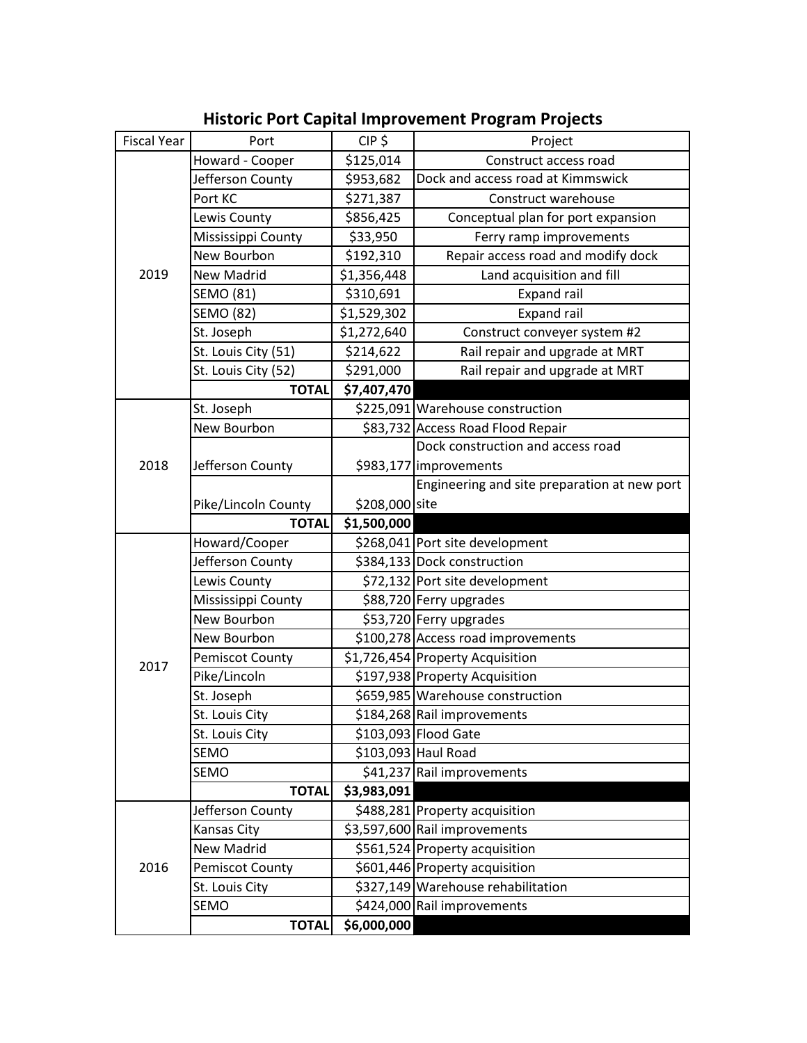# Historic Port Capital Improvement Program Projects

| Fiscal Year | Port | CIP $ | Project |
|---|---|---|---|
| 2019 | Howard - Cooper | $125,014 | Construct access road |
| | Jefferson County | $953,682 | Dock and access road at Kimmswick |
| | Port KC | $271,387 | Construct warehouse |
| | Lewis County | $856,425 | Conceptual plan for port expansion |
| | Mississippi County | $33,950 | Ferry ramp improvements |
| | New Bourbon | $192,310 | Repair access road and modify dock |
| | New Madrid | $1,356,448 | Land acquisition and fill |
| | SEMO (81) | $310,691 | Expand rail |
| | SEMO (82) | $1,529,302 | Expand rail |
| | St. Joseph | $1,272,640 | Construct conveyer system #2 |
| | St. Louis City (51) | $214,622 | Rail repair and upgrade at MRT |
| | St. Louis City (52) | $291,000 | Rail repair and upgrade at MRT |
| | **TOTAL** | **$7,407,470** | |
| 2018 | St. Joseph | $225,091 | Warehouse construction |
| | New Bourbon | $83,732 | Access Road Flood Repair |
| | Jefferson County | $983,177 | Dock construction and access road improvements |
| | Pike/Lincoln County | $208,000 | Engineering and site preparation at new port site |
| | **TOTAL** | **$1,500,000** | |
| 2017 | Howard/Cooper | $268,041 | Port site development |
| | Jefferson County | $384,133 | Dock construction |
| | Lewis County | $72,132 | Port site development |
| | Mississippi County | $88,720 | Ferry upgrades |
| | New Bourbon | $53,720 | Ferry upgrades |
| | New Bourbon | $100,278 | Access road improvements |
| | Pemiscot County | $1,726,454 | Property Acquisition |
| | Pike/Lincoln | $197,938 | Property Acquisition |
| | St. Joseph | $659,985 | Warehouse construction |
| | St. Louis City | $184,268 | Rail improvements |
| | St. Louis City | $103,093 | Flood Gate |
| | SEMO | $103,093 | Haul Road |
| | SEMO | $41,237 | Rail improvements |
| | **TOTAL** | **$3,983,091** | |
| 2016 | Jefferson County | $488,281 | Property acquisition |
| | Kansas City | $3,597,600 | Rail improvements |
| | New Madrid | $561,524 | Property acquisition |
| | Pemiscot County | $601,446 | Property acquisition |
| | St. Louis City | $327,149 | Warehouse rehabilitation |
| | SEMO | $424,000 | Rail improvements |
| | **TOTAL** | **$6,000,000** | |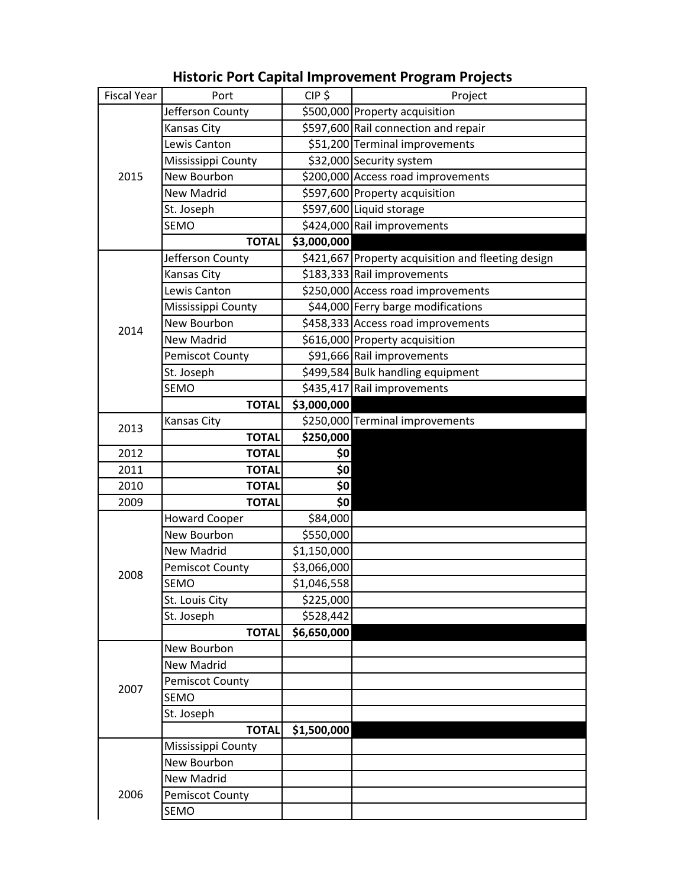## Historic Port Capital Improvement Program Projects

| Fiscal Year | Port | CIP $ | Project |
|---|---|---|---|
| 2015 | Jefferson County | $500,000 | Property acquisition |
| | Kansas City | $597,600 | Rail connection and repair |
| | Lewis Canton | $51,200 | Terminal improvements |
| | Mississippi County | $32,000 | Security system |
| | New Bourbon | $200,000 | Access road improvements |
| | New Madrid | $597,600 | Property acquisition |
| | St. Joseph | $597,600 | Liquid storage |
| | SEMO | $424,000 | Rail improvements |
| | **TOTAL** | **$3,000,000** | |
| 2014 | Jefferson County | $421,667 | Property acquisition and fleeting design |
| | Kansas City | $183,333 | Rail improvements |
| | Lewis Canton | $250,000 | Access road improvements |
| | Mississippi County | $44,000 | Ferry barge modifications |
| | New Bourbon | $458,333 | Access road improvements |
| | New Madrid | $616,000 | Property acquisition |
| | Pemiscot County | $91,666 | Rail improvements |
| | St. Joseph | $499,584 | Bulk handling equipment |
| | SEMO | $435,417 | Rail improvements |
| | **TOTAL** | **$3,000,000** | |
| 2013 | Kansas City | $250,000 | Terminal improvements |
| | **TOTAL** | **$250,000** | |
| 2012 | **TOTAL** | **$0** | |
| 2011 | **TOTAL** | **$0** | |
| 2010 | **TOTAL** | **$0** | |
| 2009 | **TOTAL** | **$0** | |
| 2008 | Howard Cooper | $84,000 | |
| | New Bourbon | $550,000 | |
| | New Madrid | $1,150,000 | |
| | Pemiscot County | $3,066,000 | |
| | SEMO | $1,046,558 | |
| | St. Louis City | $225,000 | |
| | St. Joseph | $528,442 | |
| | **TOTAL** | **$6,650,000** | |
| 2007 | New Bourbon | | |
| | New Madrid | | |
| | Pemiscot County | | |
| | SEMO | | |
| | St. Joseph | | |
| | **TOTAL** | **$1,500,000** | |
| 2006 | Mississippi County | | |
| | New Bourbon | | |
| | New Madrid | | |
| | Pemiscot County | | |
| | SEMO | | |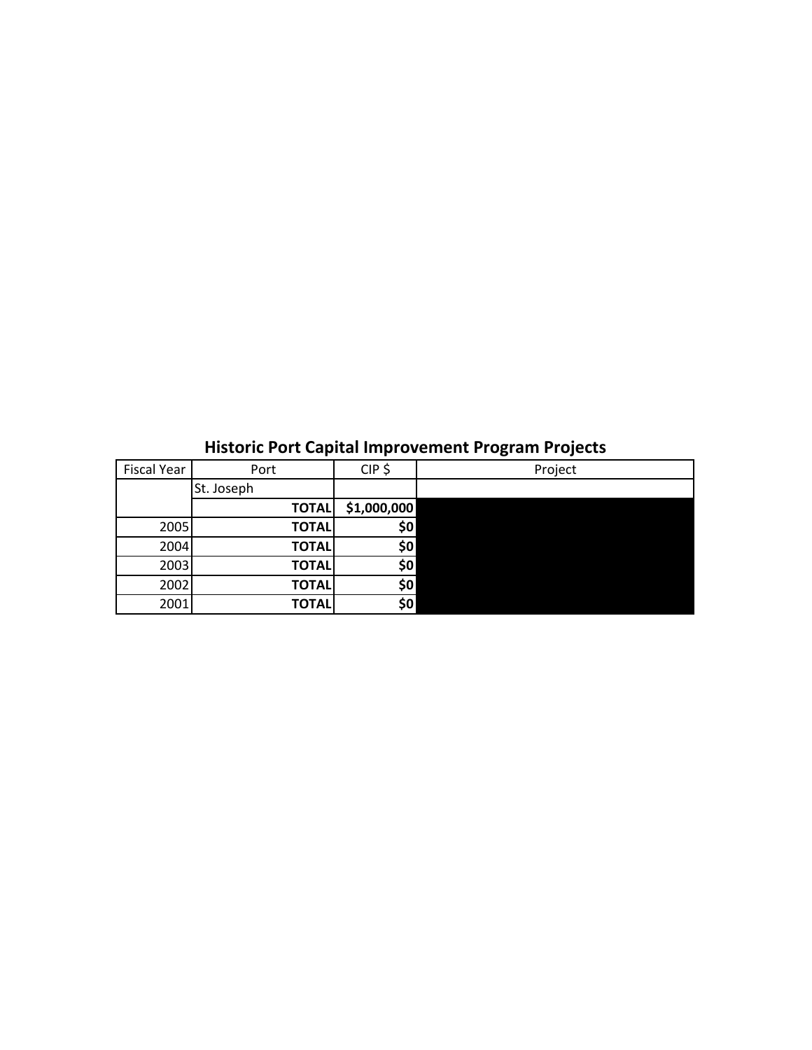## Historic Port Capital Improvement Program Projects

| Fiscal Year | Port | CIP $ | Project |
|---|---|---|---|
| | St. Joseph | | |
| | **TOTAL** | **$1,000,000** | |
| 2005 | **TOTAL** | **$0** | |
| 2004 | **TOTAL** | **$0** | |
| 2003 | **TOTAL** | **$0** | |
| 2002 | **TOTAL** | **$0** | |
| 2001 | **TOTAL** | **$0** | |